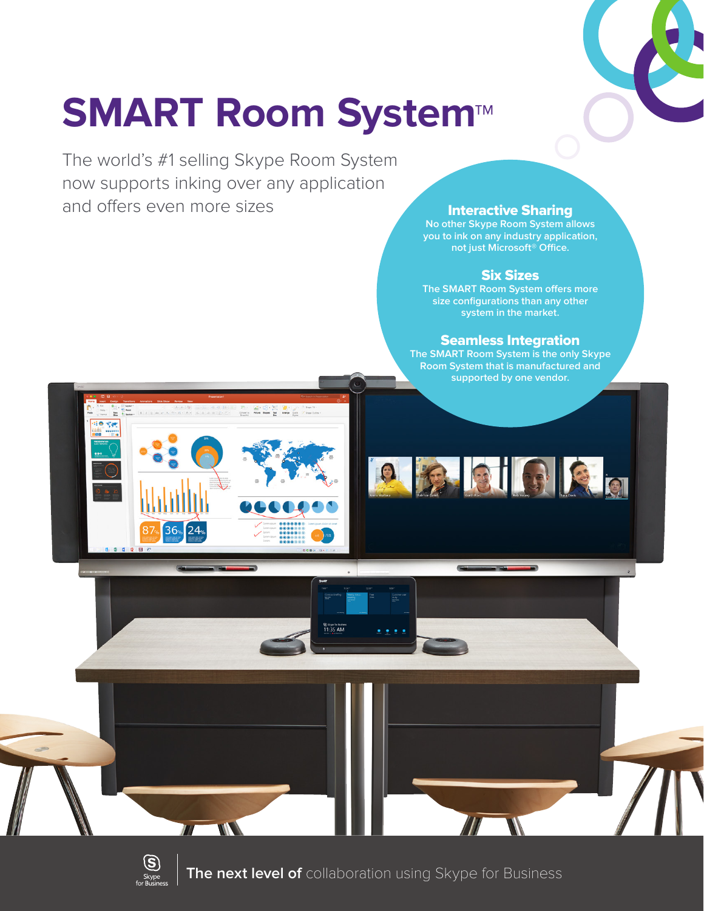# SMART Room System™

The world's #1 selling Skype Room System now supports inking over any application and offers even more sizes

## Interactive Sharing

No other Skype Room System allows you to ink on any industry application, not just Microsoft® Office.

## Six Sizes

The SMART Room System offers more size configurations than any other system in the market.

## Seamless Integration

The SMART Room System is the only Skype Room System that is manufactured and supported by one vendor.

Skype for Business

**The next level of** collaboration using Skype for Business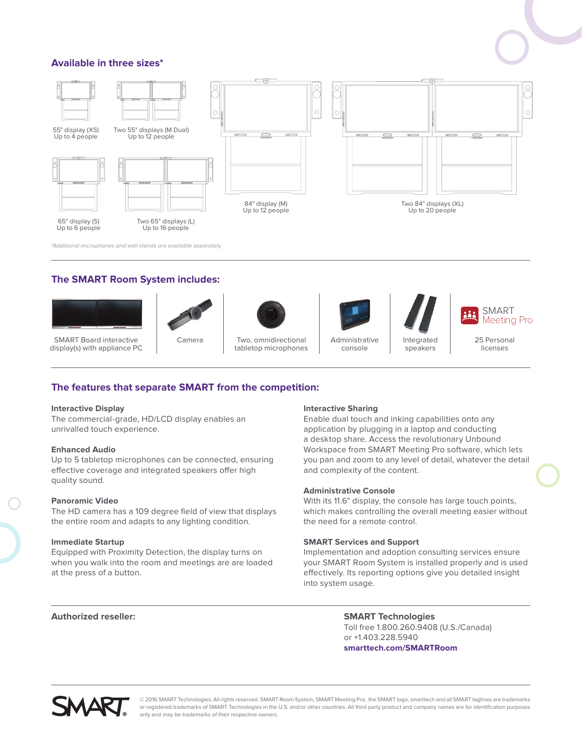## Available in three sizes*

55" display (XS)
Up to 4 people

Two 55" displays (M Dual)
Up to 12 people

84" display (M)
Up to 12 people

Two 84" displays (XL)
Up to 20 people

65" display (S)
Up to 6 people

Two 65" displays (L)
Up to 16 people

*Additional microphones and wall stands are available separately*

## The SMART Room System includes:

- SMART Board interactive display(s) with appliance PC
- Camera
- Two, omnidirectional tabletop microphones
- Administrative console
- Integrated speakers
- SMART Meeting Pro — 25 Personal licenses

## The features that separate SMART from the competition:

**Interactive Display**
The commercial-grade, HD/LCD display enables an unrivalled touch experience.

**Enhanced Audio**
Up to 5 tabletop microphones can be connected, ensuring effective coverage and integrated speakers offer high quality sound.

**Panoramic Video**
The HD camera has a 109 degree field of view that displays the entire room and adapts to any lighting condition.

**Immediate Startup**
Equipped with Proximity Detection, the display turns on when you walk into the room and meetings are are loaded at the press of a button.

**Interactive Sharing**
Enable dual touch and inking capabilities onto any application by plugging in a laptop and conducting a desktop share. Access the revolutionary Unbound Workspace from SMART Meeting Pro software, which lets you pan and zoom to any level of detail, whatever the detail and complexity of the content.

**Administrative Console**
With its 11.6" display, the console has large touch points, which makes controlling the overall meeting easier without the need for a remote control.

**SMART Services and Support**
Implementation and adoption consulting services ensure your SMART Room System is installed properly and is used effectively. Its reporting options give you detailed insight into system usage.

**Authorized reseller:**

**SMART Technologies**
Toll free 1.800.260.9408 (U.S./Canada)
or +1.403.228.5940
**smarttech.com/SMARTRoom**

SMART

© 2016 SMART Technologies. All rights reserved. SMART Room System, SMART Meeting Pro, the SMART logo, smarttech and all SMART taglines are trademarks or registered trademarks of SMART Technologies in the U.S. and/or other countries. All third party product and company names are for identification purposes only and may be trademarks of their respective owners.